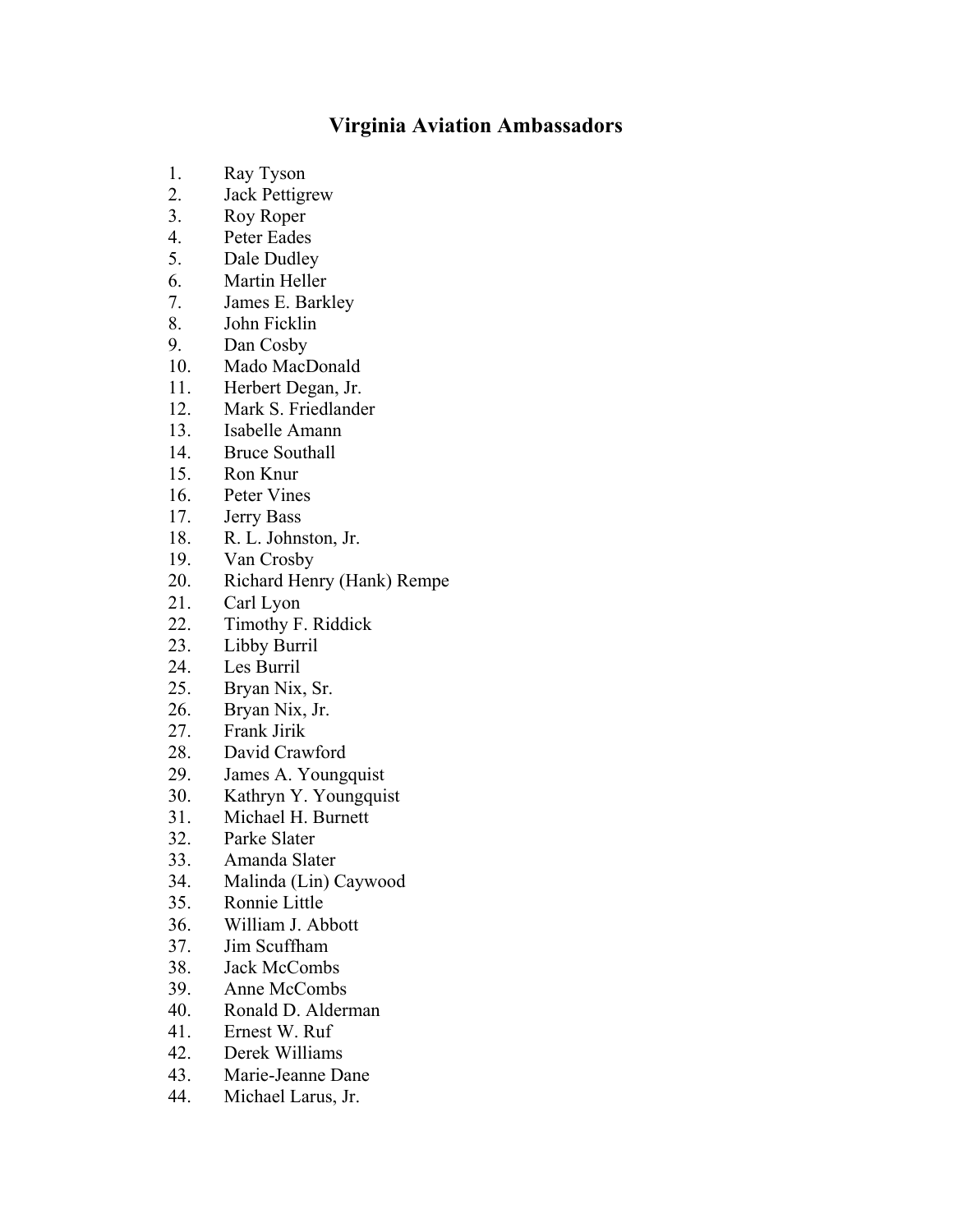# Virginia Aviation Ambassadors

1. Ray Tyson
2. Jack Pettigrew
3. Roy Roper
4. Peter Eades
5. Dale Dudley
6. Martin Heller
7. James E. Barkley
8. John Ficklin
9. Dan Cosby
10. Mado MacDonald
11. Herbert Degan, Jr.
12. Mark S. Friedlander
13. Isabelle Amann
14. Bruce Southall
15. Ron Knur
16. Peter Vines
17. Jerry Bass
18. R. L. Johnston, Jr.
19. Van Crosby
20. Richard Henry (Hank) Rempe
21. Carl Lyon
22. Timothy F. Riddick
23. Libby Burril
24. Les Burril
25. Bryan Nix, Sr.
26. Bryan Nix, Jr.
27. Frank Jirik
28. David Crawford
29. James A. Youngquist
30. Kathryn Y. Youngquist
31. Michael H. Burnett
32. Parke Slater
33. Amanda Slater
34. Malinda (Lin) Caywood
35. Ronnie Little
36. William J. Abbott
37. Jim Scuffham
38. Jack McCombs
39. Anne McCombs
40. Ronald D. Alderman
41. Ernest W. Ruf
42. Derek Williams
43. Marie-Jeanne Dane
44. Michael Larus, Jr.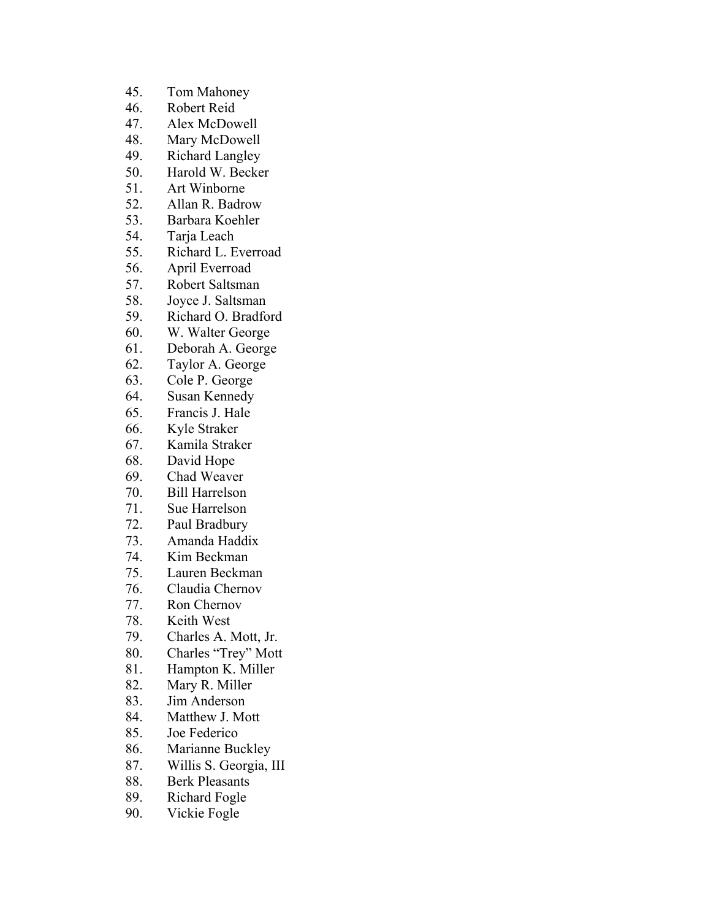45. Tom Mahoney
46. Robert Reid
47. Alex McDowell
48. Mary McDowell
49. Richard Langley
50. Harold W. Becker
51. Art Winborne
52. Allan R. Badrow
53. Barbara Koehler
54. Tarja Leach
55. Richard L. Everroad
56. April Everroad
57. Robert Saltsman
58. Joyce J. Saltsman
59. Richard O. Bradford
60. W. Walter George
61. Deborah A. George
62. Taylor A. George
63. Cole P. George
64. Susan Kennedy
65. Francis J. Hale
66. Kyle Straker
67. Kamila Straker
68. David Hope
69. Chad Weaver
70. Bill Harrelson
71. Sue Harrelson
72. Paul Bradbury
73. Amanda Haddix
74. Kim Beckman
75. Lauren Beckman
76. Claudia Chernov
77. Ron Chernov
78. Keith West
79. Charles A. Mott, Jr.
80. Charles “Trey” Mott
81. Hampton K. Miller
82. Mary R. Miller
83. Jim Anderson
84. Matthew J. Mott
85. Joe Federico
86. Marianne Buckley
87. Willis S. Georgia, III
88. Berk Pleasants
89. Richard Fogle
90. Vickie Fogle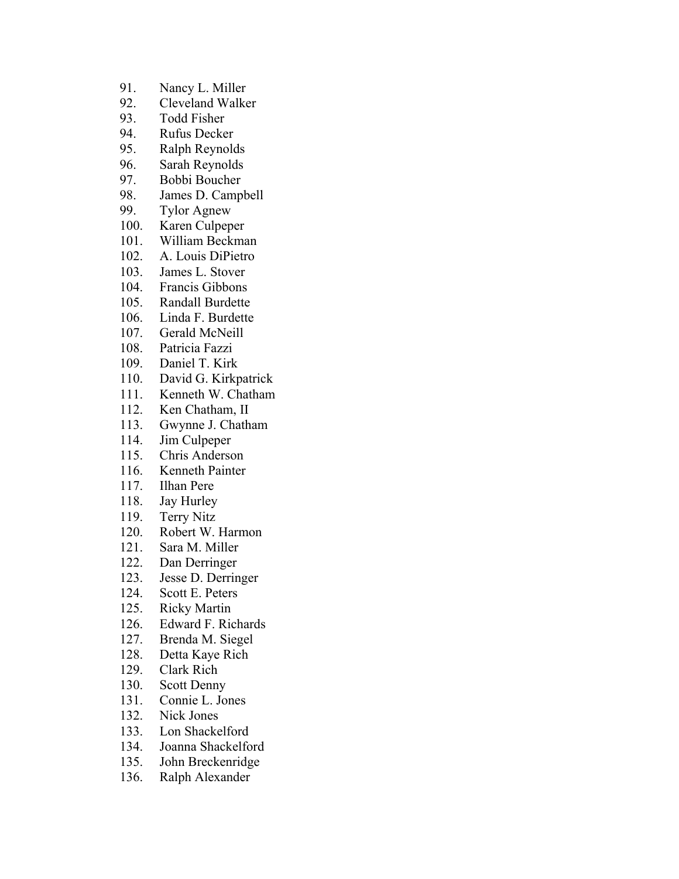91. Nancy L. Miller
92. Cleveland Walker
93. Todd Fisher
94. Rufus Decker
95. Ralph Reynolds
96. Sarah Reynolds
97. Bobbi Boucher
98. James D. Campbell
99. Tylor Agnew
100. Karen Culpeper
101. William Beckman
102. A. Louis DiPietro
103. James L. Stover
104. Francis Gibbons
105. Randall Burdette
106. Linda F. Burdette
107. Gerald McNeill
108. Patricia Fazzi
109. Daniel T. Kirk
110. David G. Kirkpatrick
111. Kenneth W. Chatham
112. Ken Chatham, II
113. Gwynne J. Chatham
114. Jim Culpeper
115. Chris Anderson
116. Kenneth Painter
117. Ilhan Pere
118. Jay Hurley
119. Terry Nitz
120. Robert W. Harmon
121. Sara M. Miller
122. Dan Derringer
123. Jesse D. Derringer
124. Scott E. Peters
125. Ricky Martin
126. Edward F. Richards
127. Brenda M. Siegel
128. Detta Kaye Rich
129. Clark Rich
130. Scott Denny
131. Connie L. Jones
132. Nick Jones
133. Lon Shackelford
134. Joanna Shackelford
135. John Breckenridge
136. Ralph Alexander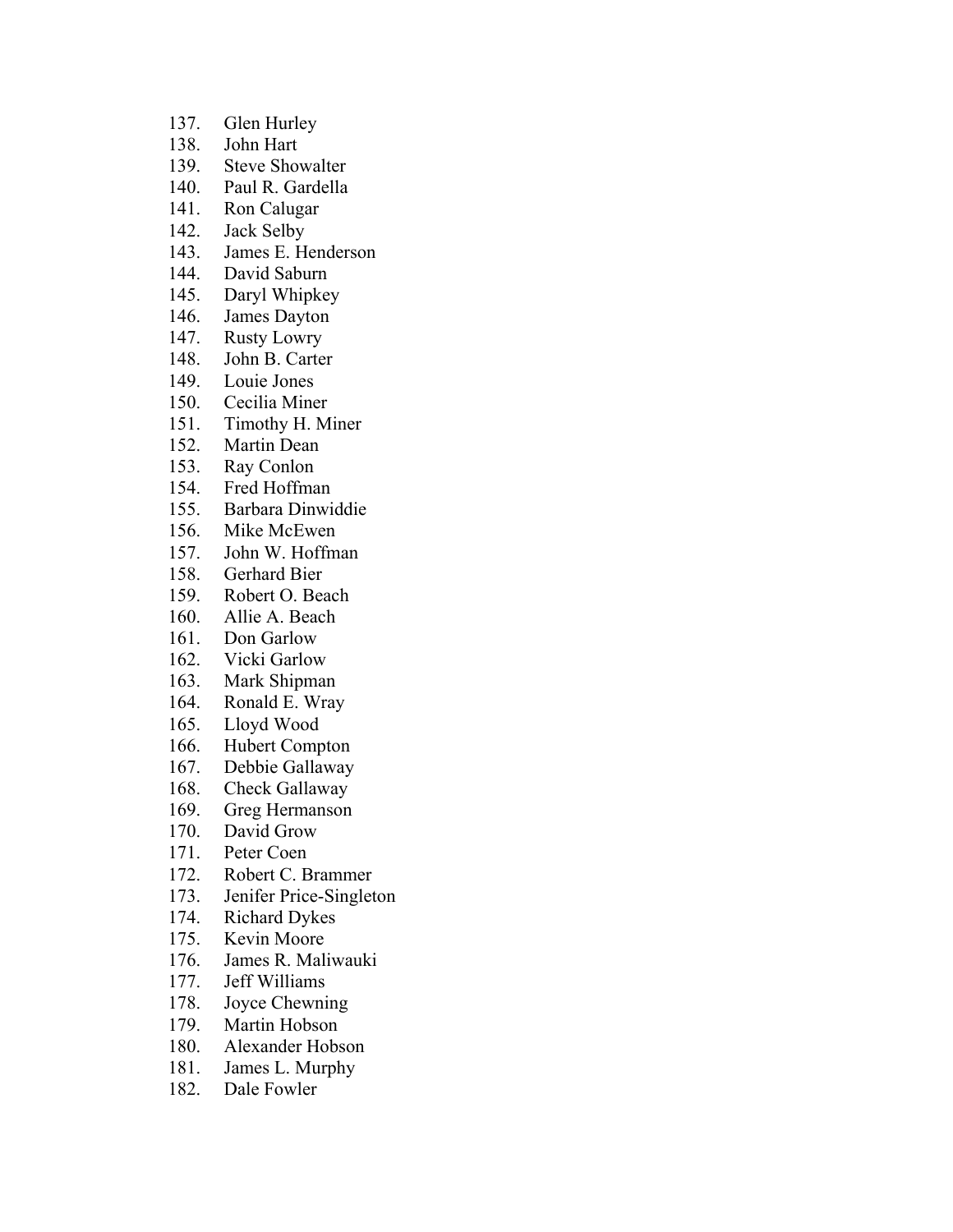137. Glen Hurley
138. John Hart
139. Steve Showalter
140. Paul R. Gardella
141. Ron Calugar
142. Jack Selby
143. James E. Henderson
144. David Saburn
145. Daryl Whipkey
146. James Dayton
147. Rusty Lowry
148. John B. Carter
149. Louie Jones
150. Cecilia Miner
151. Timothy H. Miner
152. Martin Dean
153. Ray Conlon
154. Fred Hoffman
155. Barbara Dinwiddie
156. Mike McEwen
157. John W. Hoffman
158. Gerhard Bier
159. Robert O. Beach
160. Allie A. Beach
161. Don Garlow
162. Vicki Garlow
163. Mark Shipman
164. Ronald E. Wray
165. Lloyd Wood
166. Hubert Compton
167. Debbie Gallaway
168. Check Gallaway
169. Greg Hermanson
170. David Grow
171. Peter Coen
172. Robert C. Brammer
173. Jenifer Price-Singleton
174. Richard Dykes
175. Kevin Moore
176. James R. Maliwauki
177. Jeff Williams
178. Joyce Chewning
179. Martin Hobson
180. Alexander Hobson
181. James L. Murphy
182. Dale Fowler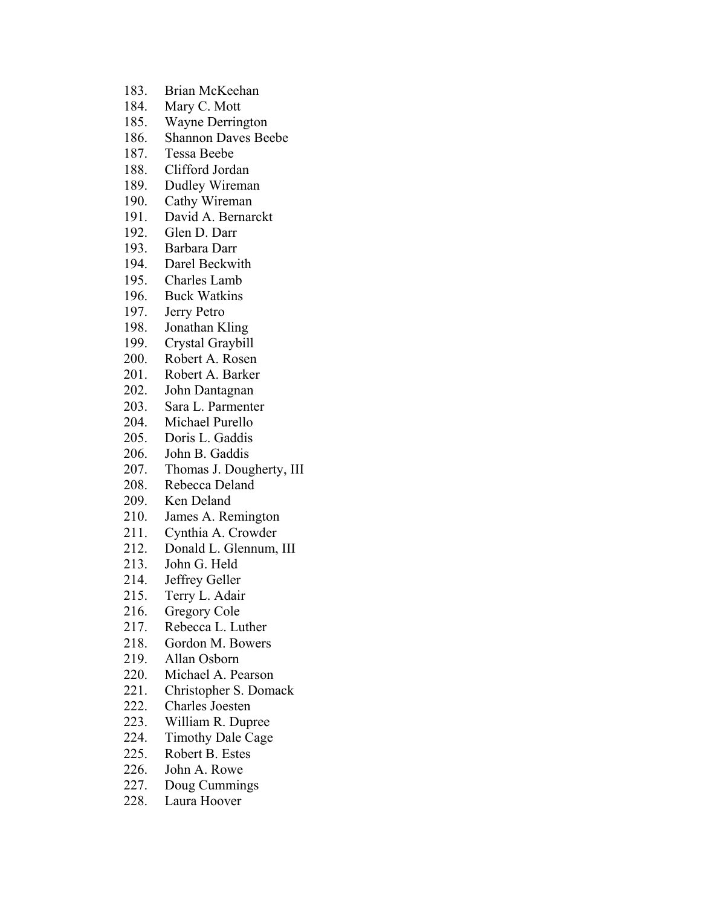183. Brian McKeehan
184. Mary C. Mott
185. Wayne Derrington
186. Shannon Daves Beebe
187. Tessa Beebe
188. Clifford Jordan
189. Dudley Wireman
190. Cathy Wireman
191. David A. Bernarckt
192. Glen D. Darr
193. Barbara Darr
194. Darel Beckwith
195. Charles Lamb
196. Buck Watkins
197. Jerry Petro
198. Jonathan Kling
199. Crystal Graybill
200. Robert A. Rosen
201. Robert A. Barker
202. John Dantagnan
203. Sara L. Parmenter
204. Michael Purello
205. Doris L. Gaddis
206. John B. Gaddis
207. Thomas J. Dougherty, III
208. Rebecca Deland
209. Ken Deland
210. James A. Remington
211. Cynthia A. Crowder
212. Donald L. Glennum, III
213. John G. Held
214. Jeffrey Geller
215. Terry L. Adair
216. Gregory Cole
217. Rebecca L. Luther
218. Gordon M. Bowers
219. Allan Osborn
220. Michael A. Pearson
221. Christopher S. Domack
222. Charles Joesten
223. William R. Dupree
224. Timothy Dale Cage
225. Robert B. Estes
226. John A. Rowe
227. Doug Cummings
228. Laura Hoover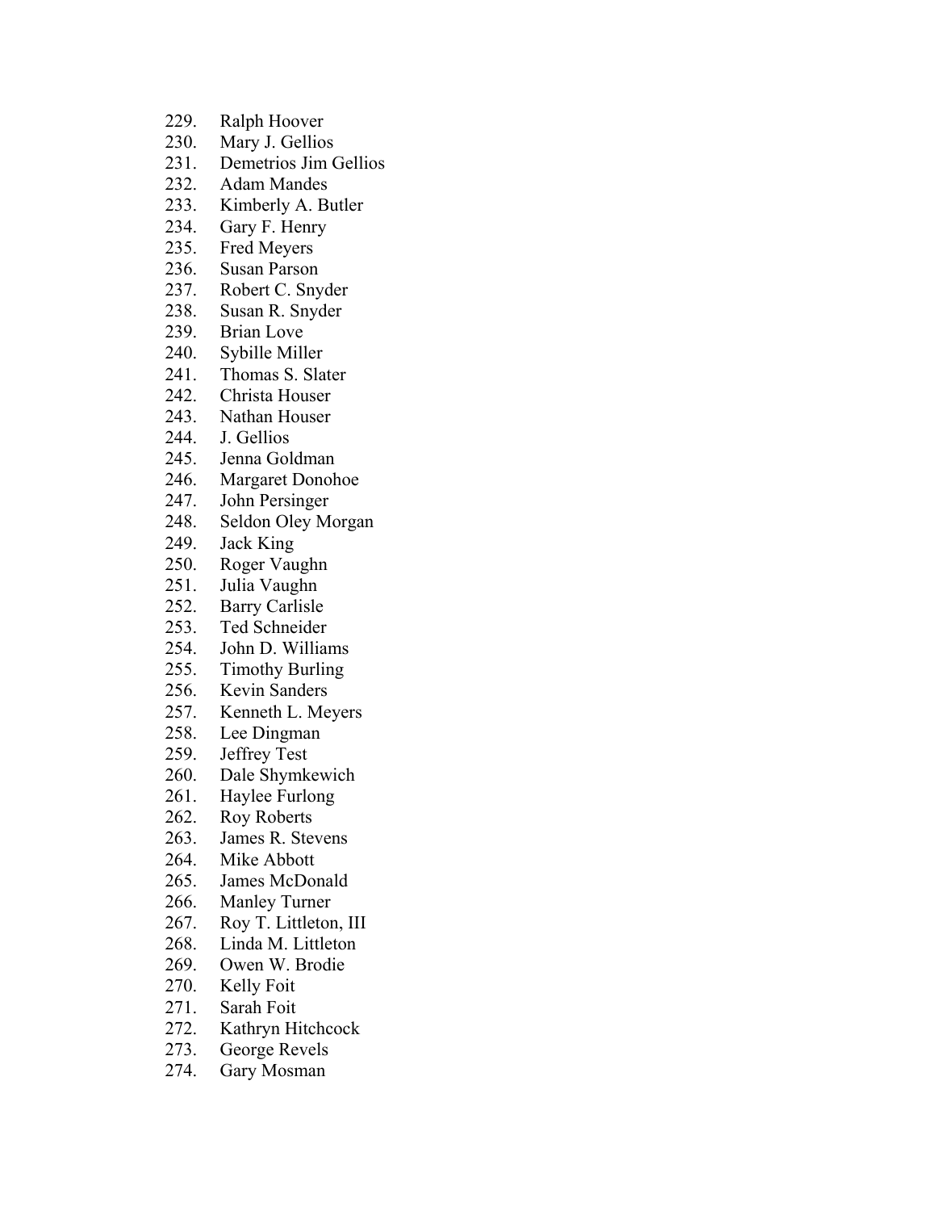229. Ralph Hoover
230. Mary J. Gellios
231. Demetrios Jim Gellios
232. Adam Mandes
233. Kimberly A. Butler
234. Gary F. Henry
235. Fred Meyers
236. Susan Parson
237. Robert C. Snyder
238. Susan R. Snyder
239. Brian Love
240. Sybille Miller
241. Thomas S. Slater
242. Christa Houser
243. Nathan Houser
244. J. Gellios
245. Jenna Goldman
246. Margaret Donohoe
247. John Persinger
248. Seldon Oley Morgan
249. Jack King
250. Roger Vaughn
251. Julia Vaughn
252. Barry Carlisle
253. Ted Schneider
254. John D. Williams
255. Timothy Burling
256. Kevin Sanders
257. Kenneth L. Meyers
258. Lee Dingman
259. Jeffrey Test
260. Dale Shymkewich
261. Haylee Furlong
262. Roy Roberts
263. James R. Stevens
264. Mike Abbott
265. James McDonald
266. Manley Turner
267. Roy T. Littleton, III
268. Linda M. Littleton
269. Owen W. Brodie
270. Kelly Foit
271. Sarah Foit
272. Kathryn Hitchcock
273. George Revels
274. Gary Mosman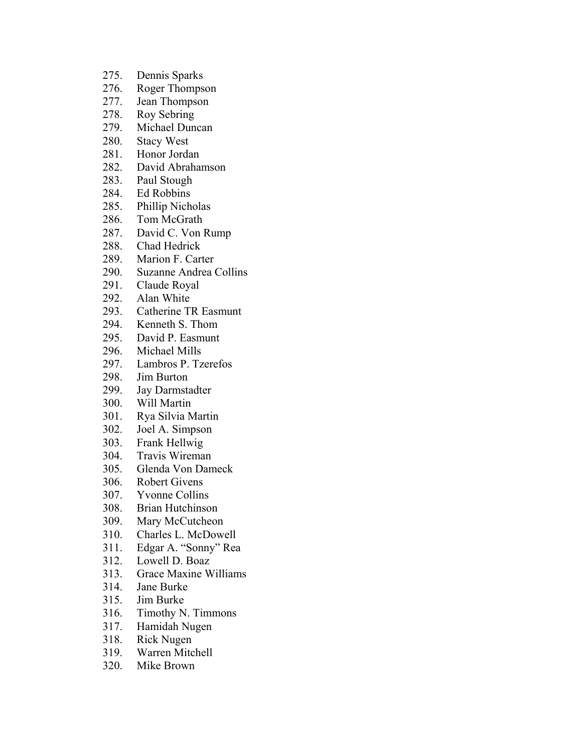275. Dennis Sparks
276. Roger Thompson
277. Jean Thompson
278. Roy Sebring
279. Michael Duncan
280. Stacy West
281. Honor Jordan
282. David Abrahamson
283. Paul Stough
284. Ed Robbins
285. Phillip Nicholas
286. Tom McGrath
287. David C. Von Rump
288. Chad Hedrick
289. Marion F. Carter
290. Suzanne Andrea Collins
291. Claude Royal
292. Alan White
293. Catherine TR Easmunt
294. Kenneth S. Thom
295. David P. Easmunt
296. Michael Mills
297. Lambros P. Tzerefos
298. Jim Burton
299. Jay Darmstadter
300. Will Martin
301. Rya Silvia Martin
302. Joel A. Simpson
303. Frank Hellwig
304. Travis Wireman
305. Glenda Von Dameck
306. Robert Givens
307. Yvonne Collins
308. Brian Hutchinson
309. Mary McCutcheon
310. Charles L. McDowell
311. Edgar A. "Sonny" Rea
312. Lowell D. Boaz
313. Grace Maxine Williams
314. Jane Burke
315. Jim Burke
316. Timothy N. Timmons
317. Hamidah Nugen
318. Rick Nugen
319. Warren Mitchell
320. Mike Brown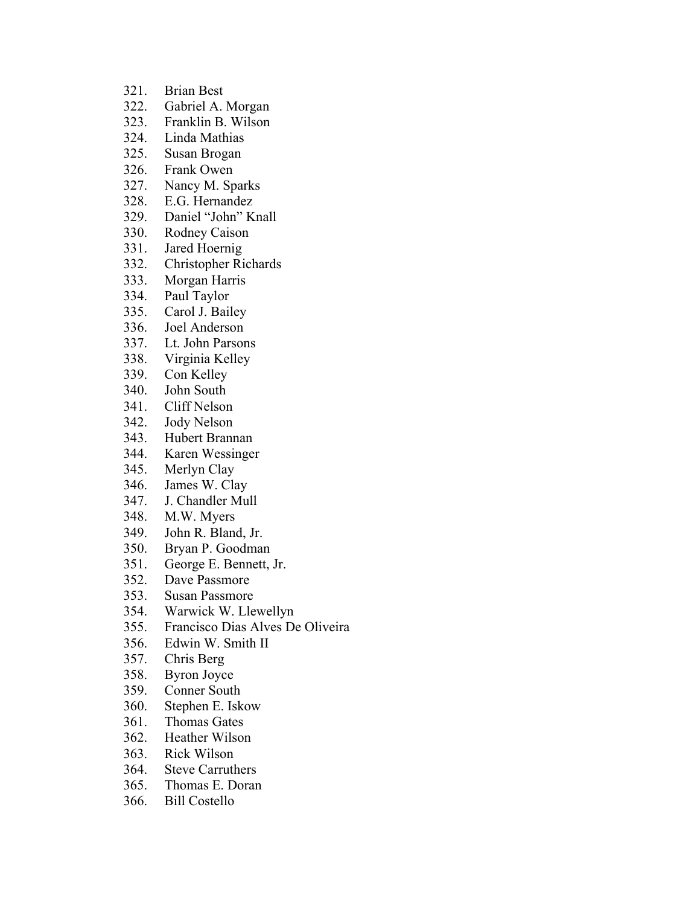321. Brian Best
322. Gabriel A. Morgan
323. Franklin B. Wilson
324. Linda Mathias
325. Susan Brogan
326. Frank Owen
327. Nancy M. Sparks
328. E.G. Hernandez
329. Daniel "John" Knall
330. Rodney Caison
331. Jared Hoernig
332. Christopher Richards
333. Morgan Harris
334. Paul Taylor
335. Carol J. Bailey
336. Joel Anderson
337. Lt. John Parsons
338. Virginia Kelley
339. Con Kelley
340. John South
341. Cliff Nelson
342. Jody Nelson
343. Hubert Brannan
344. Karen Wessinger
345. Merlyn Clay
346. James W. Clay
347. J. Chandler Mull
348. M.W. Myers
349. John R. Bland, Jr.
350. Bryan P. Goodman
351. George E. Bennett, Jr.
352. Dave Passmore
353. Susan Passmore
354. Warwick W. Llewellyn
355. Francisco Dias Alves De Oliveira
356. Edwin W. Smith II
357. Chris Berg
358. Byron Joyce
359. Conner South
360. Stephen E. Iskow
361. Thomas Gates
362. Heather Wilson
363. Rick Wilson
364. Steve Carruthers
365. Thomas E. Doran
366. Bill Costello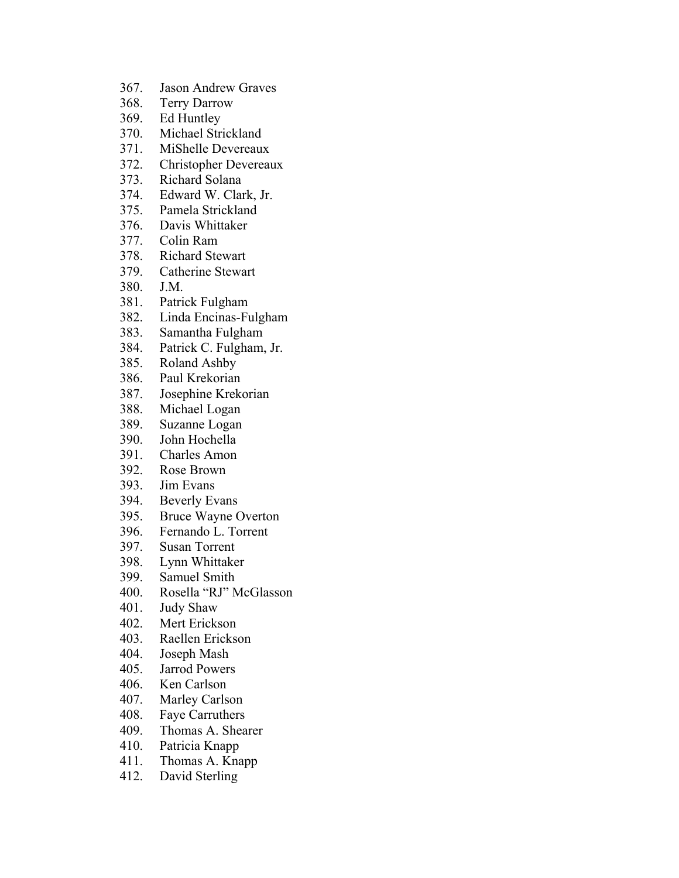367. Jason Andrew Graves
368. Terry Darrow
369. Ed Huntley
370. Michael Strickland
371. MiShelle Devereaux
372. Christopher Devereaux
373. Richard Solana
374. Edward W. Clark, Jr.
375. Pamela Strickland
376. Davis Whittaker
377. Colin Ram
378. Richard Stewart
379. Catherine Stewart
380. J.M.
381. Patrick Fulgham
382. Linda Encinas-Fulgham
383. Samantha Fulgham
384. Patrick C. Fulgham, Jr.
385. Roland Ashby
386. Paul Krekorian
387. Josephine Krekorian
388. Michael Logan
389. Suzanne Logan
390. John Hochella
391. Charles Amon
392. Rose Brown
393. Jim Evans
394. Beverly Evans
395. Bruce Wayne Overton
396. Fernando L. Torrent
397. Susan Torrent
398. Lynn Whittaker
399. Samuel Smith
400. Rosella "RJ" McGlasson
401. Judy Shaw
402. Mert Erickson
403. Raellen Erickson
404. Joseph Mash
405. Jarrod Powers
406. Ken Carlson
407. Marley Carlson
408. Faye Carruthers
409. Thomas A. Shearer
410. Patricia Knapp
411. Thomas A. Knapp
412. David Sterling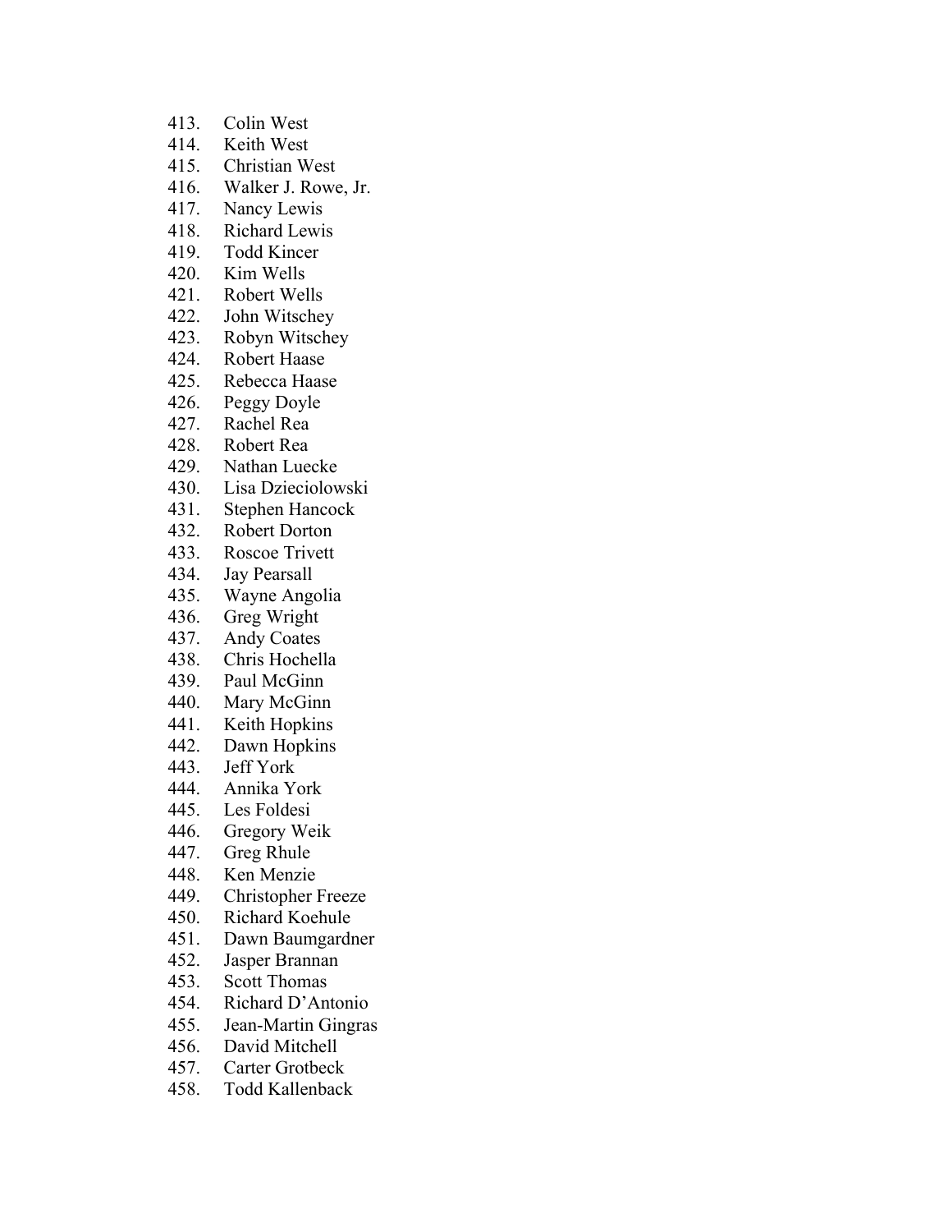413. Colin West
414. Keith West
415. Christian West
416. Walker J. Rowe, Jr.
417. Nancy Lewis
418. Richard Lewis
419. Todd Kincer
420. Kim Wells
421. Robert Wells
422. John Witschey
423. Robyn Witschey
424. Robert Haase
425. Rebecca Haase
426. Peggy Doyle
427. Rachel Rea
428. Robert Rea
429. Nathan Luecke
430. Lisa Dzieciolowski
431. Stephen Hancock
432. Robert Dorton
433. Roscoe Trivett
434. Jay Pearsall
435. Wayne Angolia
436. Greg Wright
437. Andy Coates
438. Chris Hochella
439. Paul McGinn
440. Mary McGinn
441. Keith Hopkins
442. Dawn Hopkins
443. Jeff York
444. Annika York
445. Les Foldesi
446. Gregory Weik
447. Greg Rhule
448. Ken Menzie
449. Christopher Freeze
450. Richard Koehule
451. Dawn Baumgardner
452. Jasper Brannan
453. Scott Thomas
454. Richard D'Antonio
455. Jean-Martin Gingras
456. David Mitchell
457. Carter Grotbeck
458. Todd Kallenback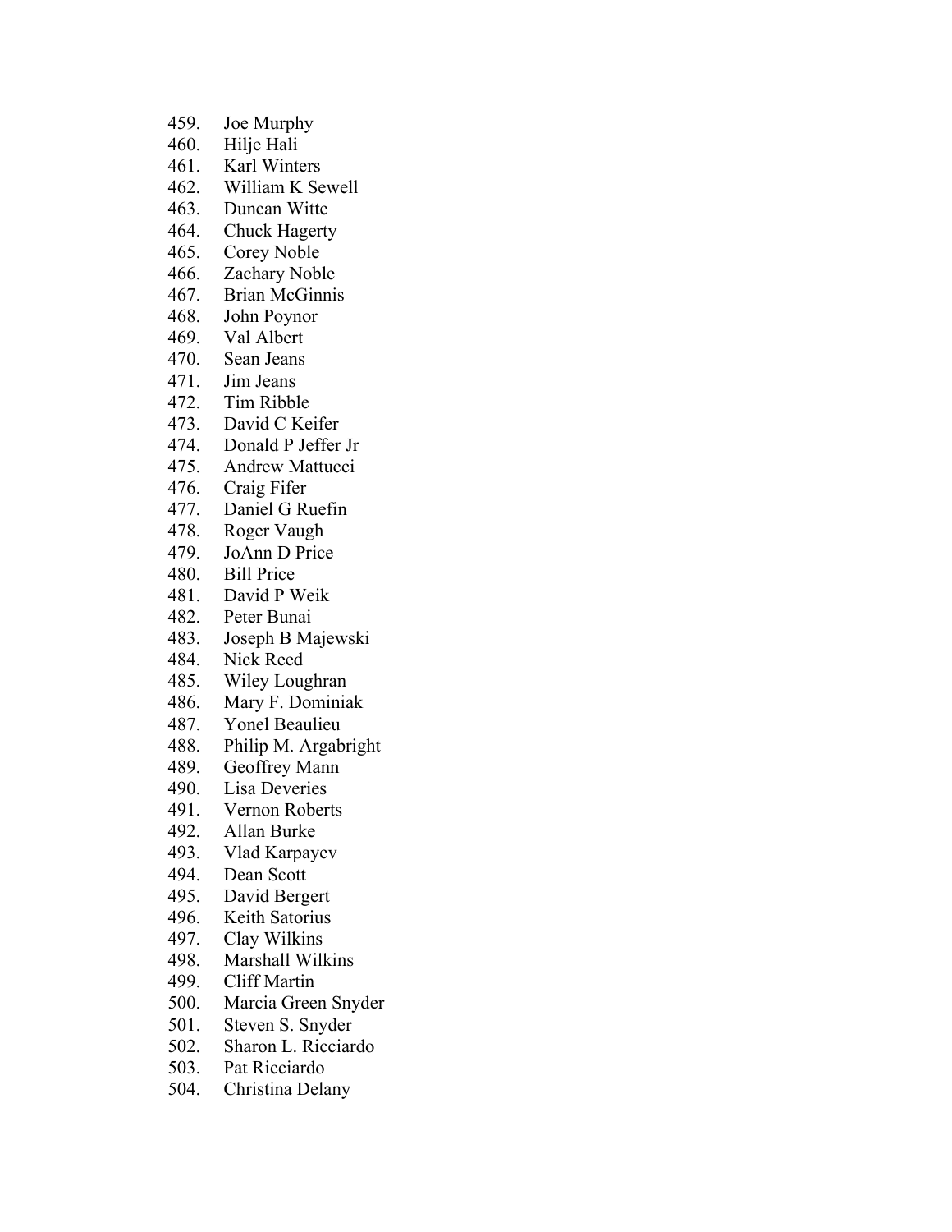459. Joe Murphy
460. Hilje Hali
461. Karl Winters
462. William K Sewell
463. Duncan Witte
464. Chuck Hagerty
465. Corey Noble
466. Zachary Noble
467. Brian McGinnis
468. John Poynor
469. Val Albert
470. Sean Jeans
471. Jim Jeans
472. Tim Ribble
473. David C Keifer
474. Donald P Jeffer Jr
475. Andrew Mattucci
476. Craig Fifer
477. Daniel G Ruefin
478. Roger Vaugh
479. JoAnn D Price
480. Bill Price
481. David P Weik
482. Peter Bunai
483. Joseph B Majewski
484. Nick Reed
485. Wiley Loughran
486. Mary F. Dominiak
487. Yonel Beaulieu
488. Philip M. Argabright
489. Geoffrey Mann
490. Lisa Deveries
491. Vernon Roberts
492. Allan Burke
493. Vlad Karpayev
494. Dean Scott
495. David Bergert
496. Keith Satorius
497. Clay Wilkins
498. Marshall Wilkins
499. Cliff Martin
500. Marcia Green Snyder
501. Steven S. Snyder
502. Sharon L. Ricciardo
503. Pat Ricciardo
504. Christina Delany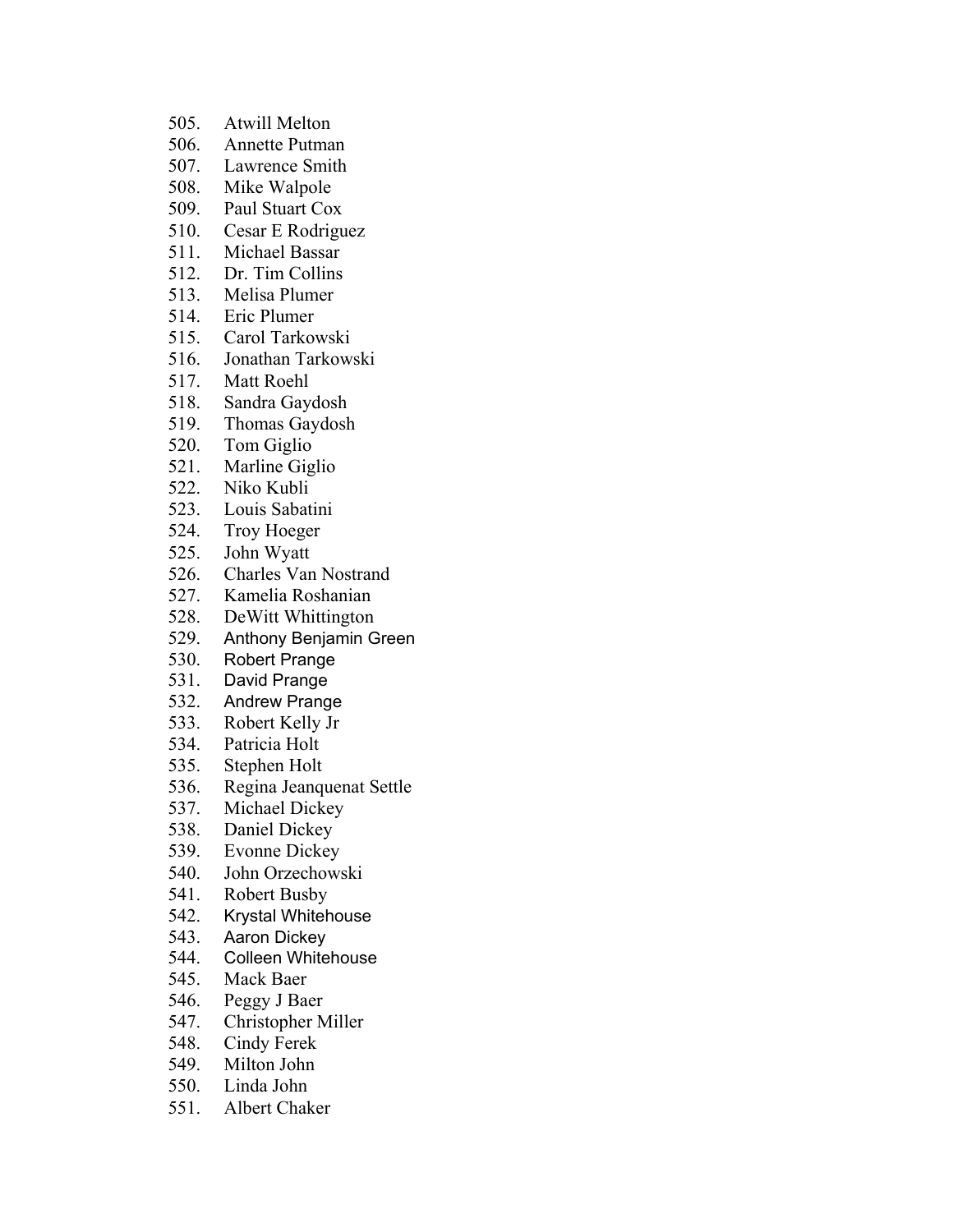505. Atwill Melton
506. Annette Putman
507. Lawrence Smith
508. Mike Walpole
509. Paul Stuart Cox
510. Cesar E Rodriguez
511. Michael Bassar
512. Dr. Tim Collins
513. Melisa Plumer
514. Eric Plumer
515. Carol Tarkowski
516. Jonathan Tarkowski
517. Matt Roehl
518. Sandra Gaydosh
519. Thomas Gaydosh
520. Tom Giglio
521. Marline Giglio
522. Niko Kubli
523. Louis Sabatini
524. Troy Hoeger
525. John Wyatt
526. Charles Van Nostrand
527. Kamelia Roshanian
528. DeWitt Whittington
529. Anthony Benjamin Green
530. Robert Prange
531. David Prange
532. Andrew Prange
533. Robert Kelly Jr
534. Patricia Holt
535. Stephen Holt
536. Regina Jeanquenat Settle
537. Michael Dickey
538. Daniel Dickey
539. Evonne Dickey
540. John Orzechowski
541. Robert Busby
542. Krystal Whitehouse
543. Aaron Dickey
544. Colleen Whitehouse
545. Mack Baer
546. Peggy J Baer
547. Christopher Miller
548. Cindy Ferek
549. Milton John
550. Linda John
551. Albert Chaker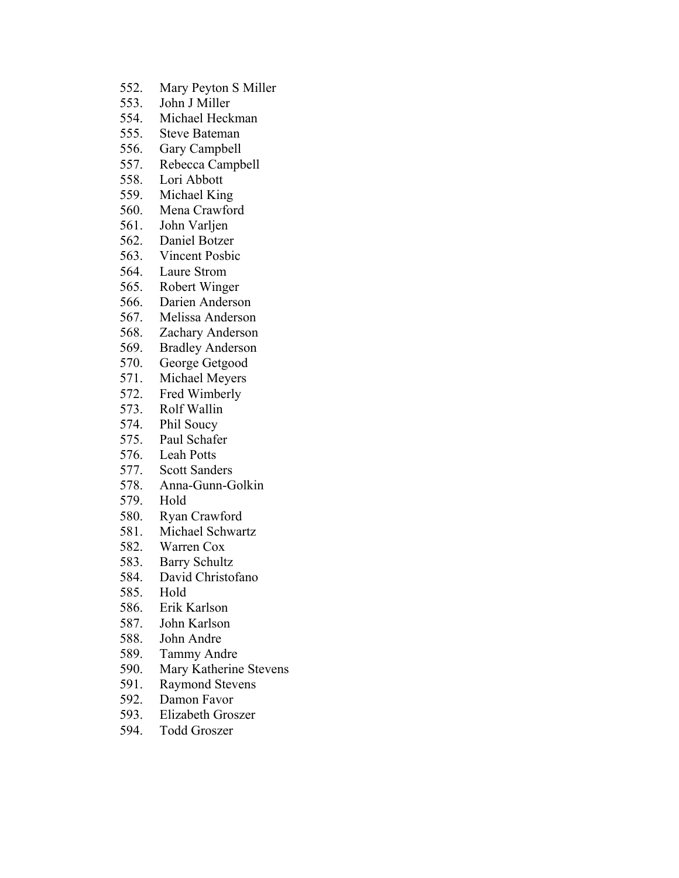552. Mary Peyton S Miller
553. John J Miller
554. Michael Heckman
555. Steve Bateman
556. Gary Campbell
557. Rebecca Campbell
558. Lori Abbott
559. Michael King
560. Mena Crawford
561. John Varljen
562. Daniel Botzer
563. Vincent Posbic
564. Laure Strom
565. Robert Winger
566. Darien Anderson
567. Melissa Anderson
568. Zachary Anderson
569. Bradley Anderson
570. George Getgood
571. Michael Meyers
572. Fred Wimberly
573. Rolf Wallin
574. Phil Soucy
575. Paul Schafer
576. Leah Potts
577. Scott Sanders
578. Anna-Gunn-Golkin
579. Hold
580. Ryan Crawford
581. Michael Schwartz
582. Warren Cox
583. Barry Schultz
584. David Christofano
585. Hold
586. Erik Karlson
587. John Karlson
588. John Andre
589. Tammy Andre
590. Mary Katherine Stevens
591. Raymond Stevens
592. Damon Favor
593. Elizabeth Groszer
594. Todd Groszer